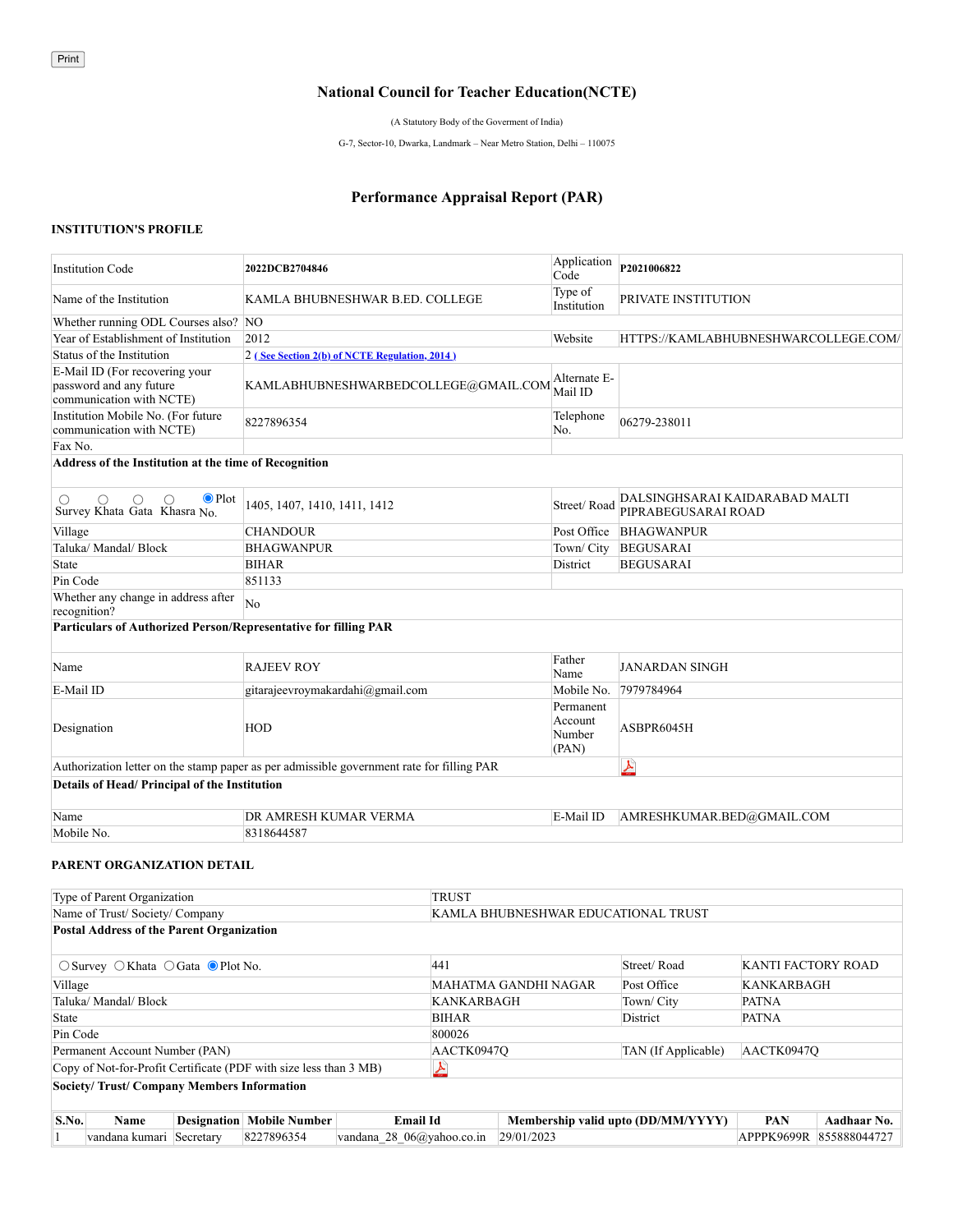# National Council for Teacher Education(NCTE)

(A Statutory Body of the Goverment of India)

G-7, Sector-10, Dwarka, Landmark – Near Metro Station, Delhi – 110075

## Performance Appraisal Report (PAR)

### INSTITUTION'S PROFILE

| | | | |
|---|---|---|---|
| Institution Code | **2022DCB2704846** | Application Code | **P2021006822** |
| Name of the Institution | KAMLA BHUBNESHWAR B.ED. COLLEGE | Type of Institution | PRIVATE INSTITUTION |
| Whether running ODL Courses also? | NO | | |
| Year of Establishment of Institution | 2012 | Website | HTTPS://KAMLABHUBNESHWARCOLLEGE.COM/ |
| Status of the Institution | 2 ( See Section 2(b) of NCTE Regulation, 2014 ) | | |
| E-Mail ID (For recovering your password and any future communication with NCTE) | KAMLABHUBNESHWARBEDCOLLEGE@GMAIL.COM | Alternate E-Mail ID | |
| Institution Mobile No. (For future communication with NCTE) | 8227896354 | Telephone No. | 06279-238011 |
| Fax No. | | | |
| **Address of the Institution at the time of Recognition** | | | |
| ○ Survey ○ Khata ○ Gata ○ Khasra ◉ Plot No. | 1405, 1407, 1410, 1411, 1412 | Street/ Road | DALSINGHSARAI KAIDARABAD MALTI PIPRABEGUSARAI ROAD |
| Village | CHANDOUR | Post Office | BHAGWANPUR |
| Taluka/ Mandal/ Block | BHAGWANPUR | Town/ City | BEGUSARAI |
| State | BIHAR | District | BEGUSARAI |
| Pin Code | 851133 | | |
| Whether any change in address after recognition? | No | | |
| **Particulars of Authorized Person/Representative for filling PAR** | | | |
| Name | RAJEEV ROY | Father Name | JANARDAN SINGH |
| E-Mail ID | gitarajeevroymakardahi@gmail.com | Mobile No. | 7979784964 |
| Designation | HOD | Permanent Account Number (PAN) | ASBPR6045H |
| Authorization letter on the stamp paper as per admissible government rate for filling PAR | | | |
| **Details of Head/ Principal of the Institution** | | | |
| Name | DR AMRESH KUMAR VERMA | E-Mail ID | AMRESHKUMAR.BED@GMAIL.COM |
| Mobile No. | 8318644587 | | |

### PARENT ORGANIZATION DETAIL

| | | | |
|---|---|---|---|
| Type of Parent Organization | TRUST | | |
| Name of Trust/ Society/ Company | KAMLA BHUBNESHWAR EDUCATIONAL TRUST | | |
| **Postal Address of the Parent Organization** | | | |
| ○ Survey ○ Khata ○ Gata ◉ Plot No. | 441 | Street/ Road | KANTI FACTORY ROAD |
| Village | MAHATMA GANDHI NAGAR | Post Office | KANKARBAGH |
| Taluka/ Mandal/ Block | KANKARBAGH | Town/ City | PATNA |
| State | BIHAR | District | PATNA |
| Pin Code | 800026 | | |
| Permanent Account Number (PAN) | AACTK0947Q | TAN (If Applicable) | AACTK0947Q |
| Copy of Not-for-Profit Certificate (PDF with size less than 3 MB) | | | |

**Society/ Trust/ Company Members Information**

| S.No. | Name | Designation | Mobile Number | Email Id | Membership valid upto (DD/MM/YYYY) | PAN | Aadhaar No. |
|---|---|---|---|---|---|---|---|
| 1 | vandana kumari | Secretary | 8227896354 | vandana_28_06@yahoo.co.in | 29/01/2023 | APPPK9699R | 855888044727 |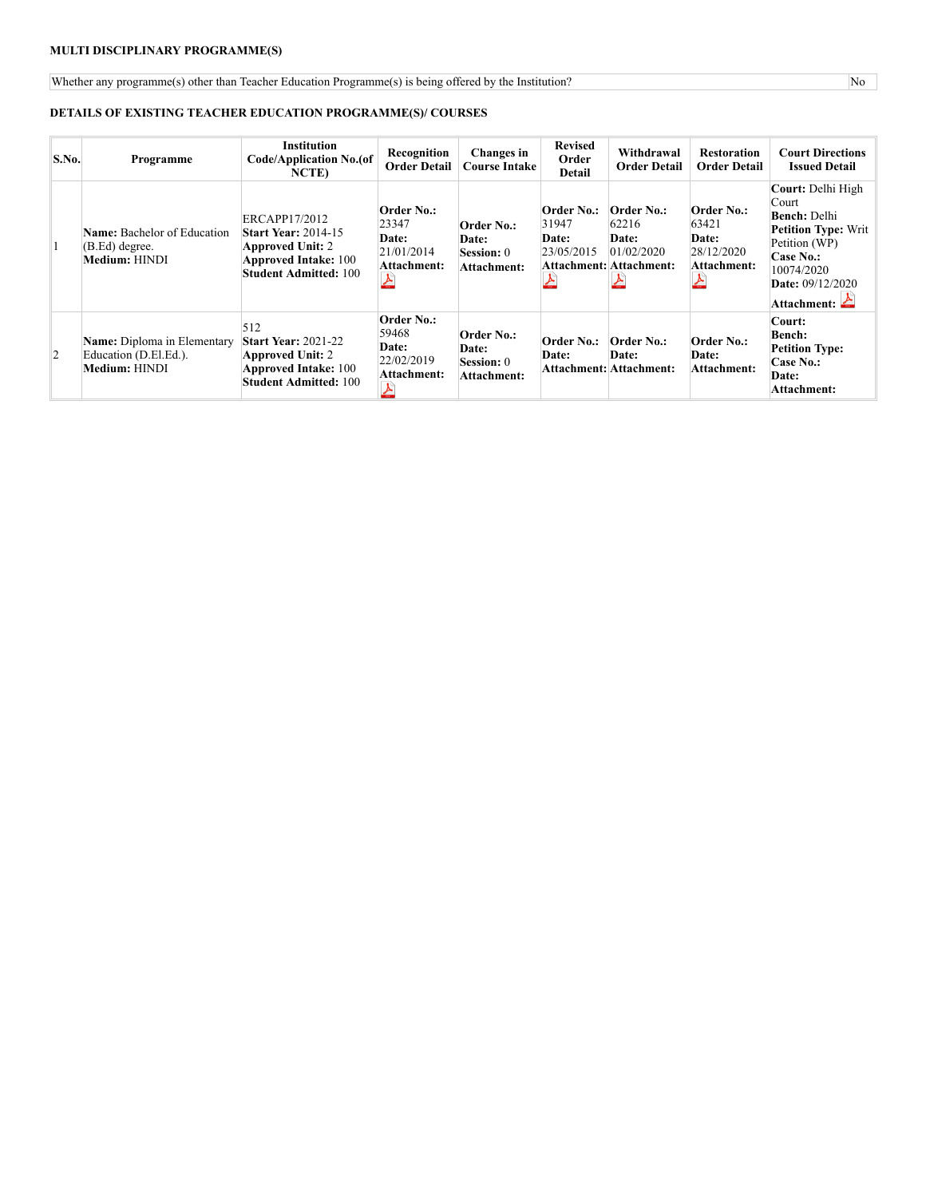**MULTI DISCIPLINARY PROGRAMME(S)**

| Whether any programme(s) other than Teacher Education Programme(s) is being offered by the Institution? | No |
|---|---|

**DETAILS OF EXISTING TEACHER EDUCATION PROGRAMME(S)/ COURSES**

| S.No. | Programme | Institution Code/Application No.(of NCTE) | Recognition Order Detail | Changes in Course Intake | Revised Order Detail | Withdrawal Order Detail | Restoration Order Detail | Court Directions Issued Detail |
|---|---|---|---|---|---|---|---|---|
| 1 | **Name:** Bachelor of Education (B.Ed) degree. **Medium:** HINDI | ERCAPP17/2012 **Start Year:** 2014-15 **Approved Unit:** 2 **Approved Intake:** 100 **Student Admitted:** 100 | **Order No.:** 23347 **Date:** 21/01/2014 **Attachment:** | **Order No.:** **Date:** **Session:** 0 **Attachment:** | **Order No.:** 31947 **Date:** 23/05/2015 **Attachment:** | **Order No.:** 62216 **Date:** 01/02/2020 **Attachment:** | **Order No.:** 63421 **Date:** 28/12/2020 **Attachment:** | **Court:** Delhi High Court **Bench:** Delhi **Petition Type:** Writ Petition (WP) **Case No.:** 10074/2020 **Date:** 09/12/2020 **Attachment:** |
| 2 | **Name:** Diploma in Elementary Education (D.El.Ed.). **Medium:** HINDI | 512 **Start Year:** 2021-22 **Approved Unit:** 2 **Approved Intake:** 100 **Student Admitted:** 100 | **Order No.:** 59468 **Date:** 22/02/2019 **Attachment:** | **Order No.:** **Date:** **Session:** 0 **Attachment:** | **Order No.:** **Date:** **Attachment:** | **Order No.:** **Date:** **Attachment:** | **Order No.:** **Date:** **Attachment:** | **Court:** **Bench:** **Petition Type:** **Case No.:** **Date:** **Attachment:** |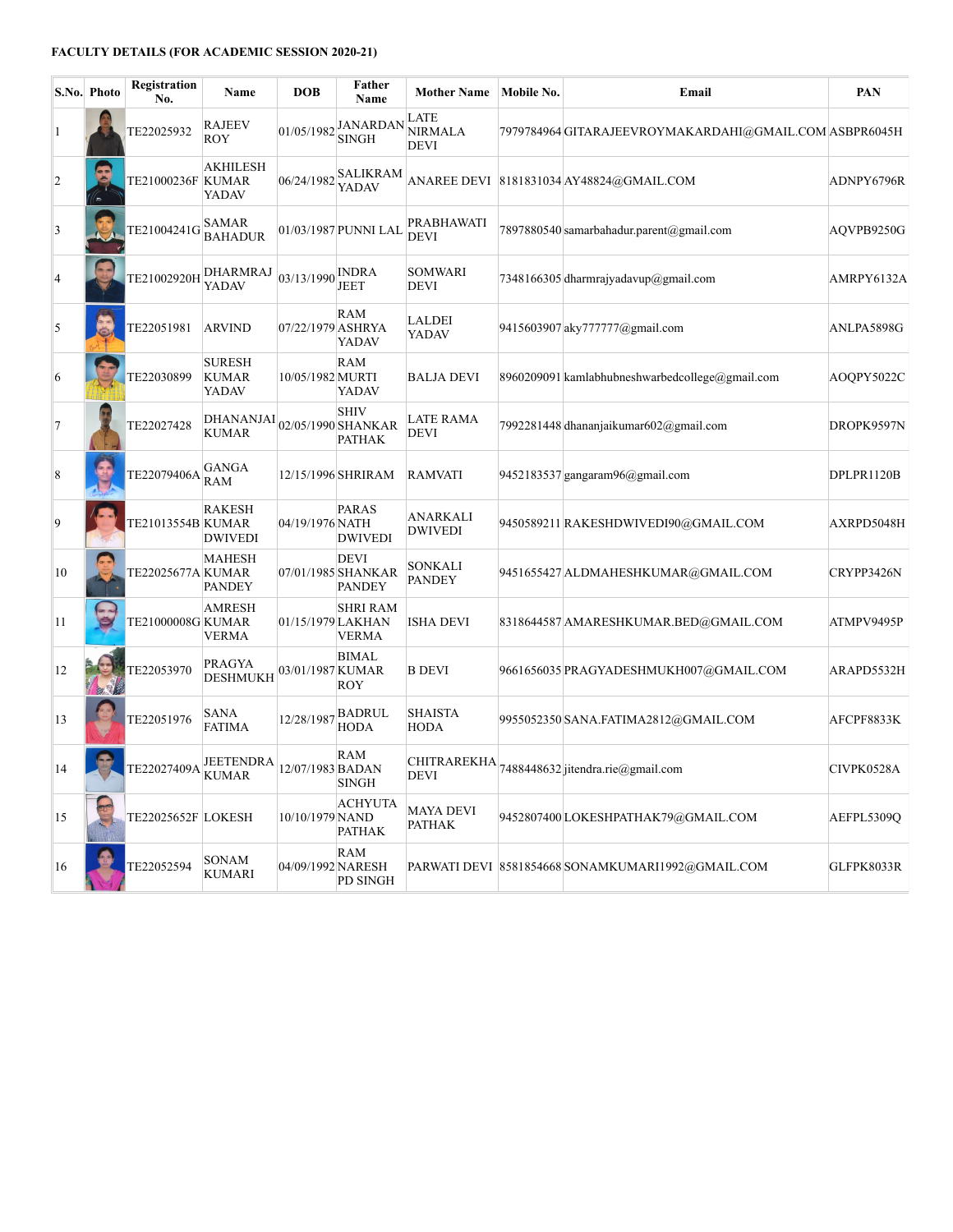**FACULTY DETAILS (FOR ACADEMIC SESSION 2020-21)**

| S.No. | Photo | Registration No. | Name | DOB | Father Name | Mother Name | Mobile No. | Email | PAN |
|---|---|---|---|---|---|---|---|---|---|
| 1 | | TE22025932 | RAJEEV ROY | 01/05/1982 | JANARDAN SINGH | LATE NIRMALA DEVI | 7979784964 | GITARAJEEVROYMAKARDAHI@GMAIL.COM | ASBPR6045H |
| 2 | | TE21000236F | AKHILESH KUMAR YADAV | 06/24/1982 | SALIKRAM YADAV | ANAREE DEVI | 8181831034 | AY48824@GMAIL.COM | ADNPY6796R |
| 3 | | TE21004241G | SAMAR BAHADUR | 01/03/1987 | PUNNI LAL | PRABHAWATI DEVI | 7897880540 | samarbahadur.parent@gmail.com | AQVPB9250G |
| 4 | | TE21002920H | DHARMRAJ YADAV | 03/13/1990 | INDRA JEET | SOMWARI DEVI | 7348166305 | dharmrajyadavup@gmail.com | AMRPY6132A |
| 5 | | TE22051981 | ARVIND | 07/22/1979 | RAM ASHRYA YADAV | LALDEI YADAV | 9415603907 | aky777777@gmail.com | ANLPA5898G |
| 6 | | TE22030899 | SURESH KUMAR YADAV | 10/05/1982 | RAM MURTI YADAV | BALJA DEVI | 8960209091 | kamlabhubneshwarbedcollege@gmail.com | AOQPY5022C |
| 7 | | TE22027428 | DHANANJAI KUMAR | 02/05/1990 | SHIV SHANKAR PATHAK | LATE RAMA DEVI | 7992281448 | dhananjaikumar602@gmail.com | DROPK9597N |
| 8 | | TE22079406A | GANGA RAM | 12/15/1996 | SHRIRAM | RAMVATI | 9452183537 | gangaram96@gmail.com | DPLPR1120B |
| 9 | | TE21013554B | RAKESH KUMAR DWIVEDI | 04/19/1976 | PARAS NATH DWIVEDI | ANARKALI DWIVEDI | 9450589211 | RAKESHDWIVEDI90@GMAIL.COM | AXRPD5048H |
| 10 | | TE22025677A | MAHESH KUMAR PANDEY | 07/01/1985 | DEVI SHANKAR PANDEY | SONKALI PANDEY | 9451655427 | ALDMAHESHKUMAR@GMAIL.COM | CRYPP3426N |
| 11 | | TE21000008G | AMRESH KUMAR VERMA | 01/15/1979 | SHRI RAM LAKHAN VERMA | ISHA DEVI | 8318644587 | AMARESHKUMAR.BED@GMAIL.COM | ATMPV9495P |
| 12 | | TE22053970 | PRAGYA DESHMUKH | 03/01/1987 | BIMAL KUMAR ROY | B DEVI | 9661656035 | PRAGYADESHMUKH007@GMAIL.COM | ARAPD5532H |
| 13 | | TE22051976 | SANA FATIMA | 12/28/1987 | BADRUL HODA | SHAISTA HODA | 9955052350 | SANA.FATIMA2812@GMAIL.COM | AFCPF8833K |
| 14 | | TE22027409A | JEETENDRA KUMAR | 12/07/1983 | RAM BADAN SINGH | CHITRAREKHA DEVI | 7488448632 | jitendra.rie@gmail.com | CIVPK0528A |
| 15 | | TE22025652F | LOKESH | 10/10/1979 | ACHYUTA NAND PATHAK | MAYA DEVI PATHAK | 9452807400 | LOKESHPATHAK79@GMAIL.COM | AEFPL5309Q |
| 16 | | TE22052594 | SONAM KUMARI | 04/09/1992 | RAM NARESH PD SINGH | PARWATI DEVI | 8581854668 | SONAMKUMARI1992@GMAIL.COM | GLFPK8033R |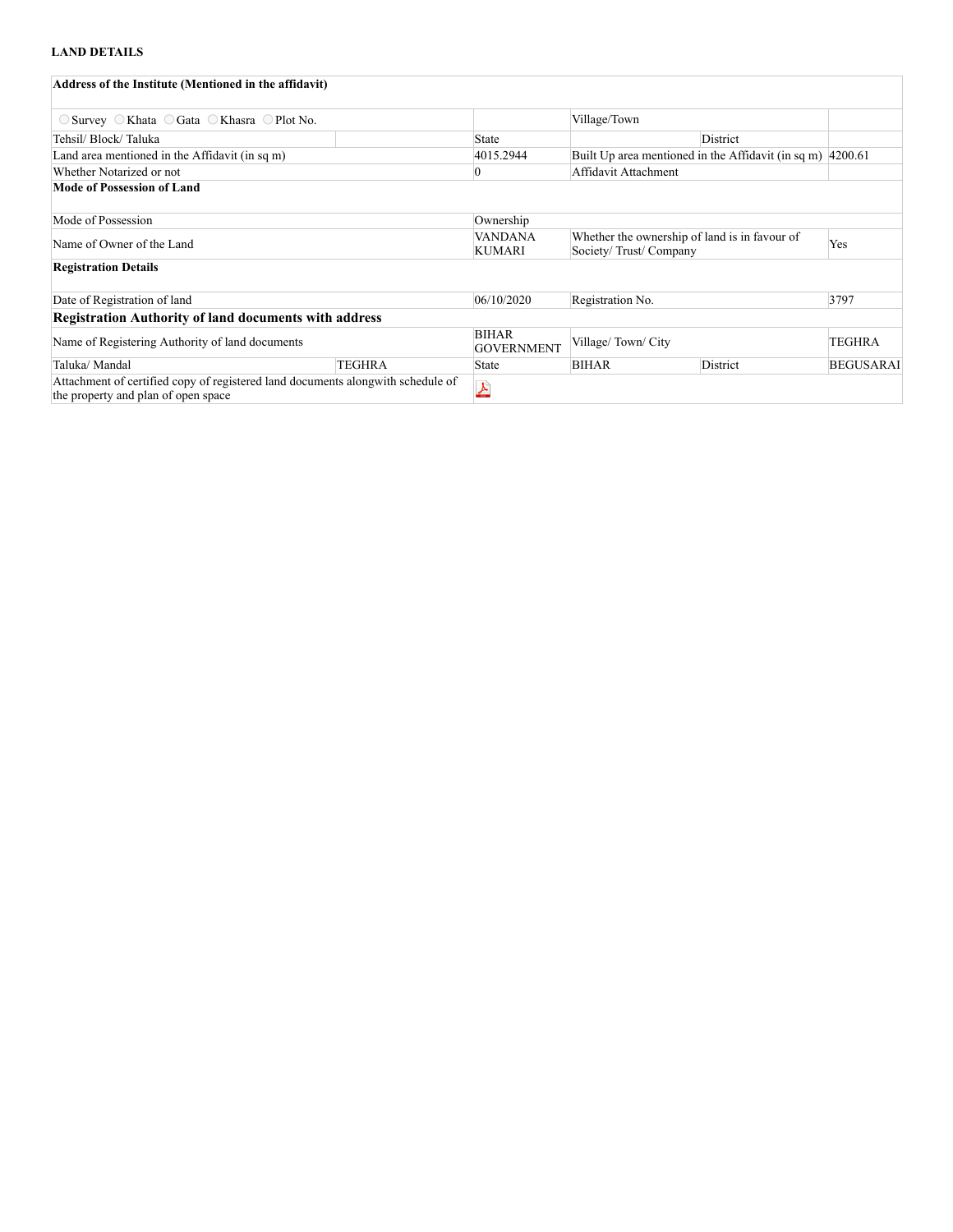**LAND DETAILS**

| Address of the Institute (Mentioned in the affidavit) | | | | | |
|---|---|---|---|---|---|
| ○ Survey ○ Khata ○ Gata ○ Khasra ○ Plot No. | | | Village/Town | | |
| Tehsil/ Block/ Taluka | | State | | District | |
| Land area mentioned in the Affidavit (in sq m) | | 4015.2944 | Built Up area mentioned in the Affidavit (in sq m) | | 4200.61 |
| Whether Notarized or not | | 0 | Affidavit Attachment | | |
| **Mode of Possession of Land** | | | | | |
| Mode of Possession | | Ownership | | | |
| Name of Owner of the Land | | VANDANA KUMARI | Whether the ownership of land is in favour of Society/ Trust/ Company | | Yes |
| **Registration Details** | | | | | |
| Date of Registration of land | | 06/10/2020 | Registration No. | | 3797 |
| **Registration Authority of land documents with address** | | | | | |
| Name of Registering Authority of land documents | | BIHAR GOVERNMENT | Village/ Town/ City | | TEGHRA |
| Taluka/ Mandal | TEGHRA | State | BIHAR | District | BEGUSARAI |
| Attachment of certified copy of registered land documents alongwith schedule of the property and plan of open space | | | | | |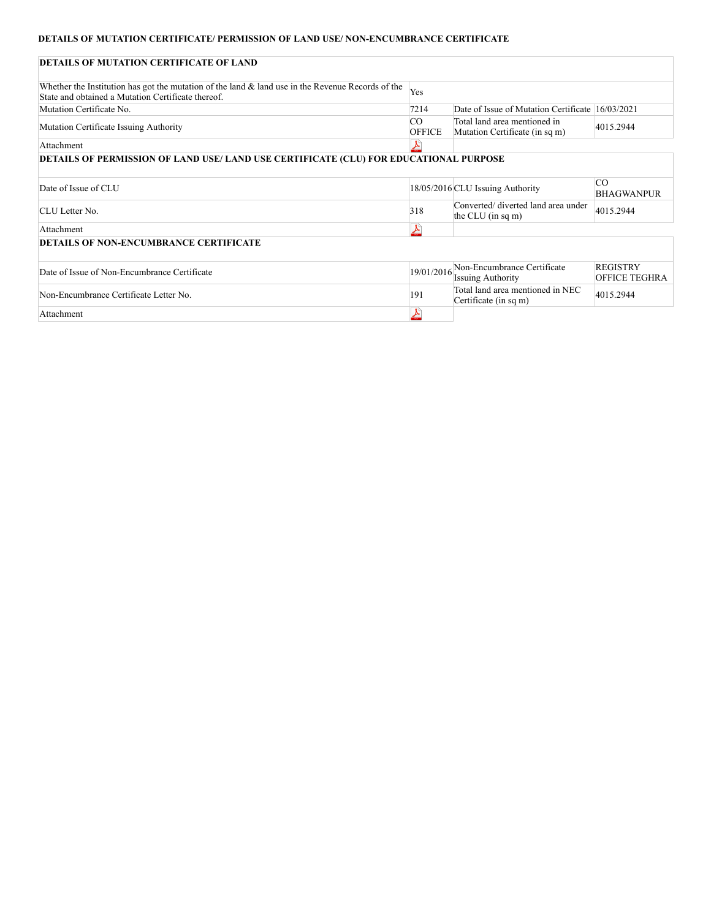**DETAILS OF MUTATION CERTIFICATE/ PERMISSION OF LAND USE/ NON-ENCUMBRANCE CERTIFICATE**

| **DETAILS OF MUTATION CERTIFICATE OF LAND** | | | |
|---|---|---|---|
| Whether the Institution has got the mutation of the land & land use in the Revenue Records of the State and obtained a Mutation Certificate thereof. | Yes | | |
| Mutation Certificate No. | 7214 | Date of Issue of Mutation Certificate | 16/03/2021 |
| Mutation Certificate Issuing Authority | CO OFFICE | Total land area mentioned in Mutation Certificate (in sq m) | 4015.2944 |
| Attachment | | | |

| **DETAILS OF PERMISSION OF LAND USE/ LAND USE CERTIFICATE (CLU) FOR EDUCATIONAL PURPOSE** | | | |
|---|---|---|---|
| Date of Issue of CLU | 18/05/2016 | CLU Issuing Authority | CO BHAGWANPUR |
| CLU Letter No. | 318 | Converted/ diverted land area under the CLU (in sq m) | 4015.2944 |
| Attachment | | | |

| **DETAILS OF NON-ENCUMBRANCE CERTIFICATE** | | | |
|---|---|---|---|
| Date of Issue of Non-Encumbrance Certificate | 19/01/2016 | Non-Encumbrance Certificate Issuing Authority | REGISTRY OFFICE TEGHRA |
| Non-Encumbrance Certificate Letter No. | 191 | Total land area mentioned in NEC Certificate (in sq m) | 4015.2944 |
| Attachment | | | |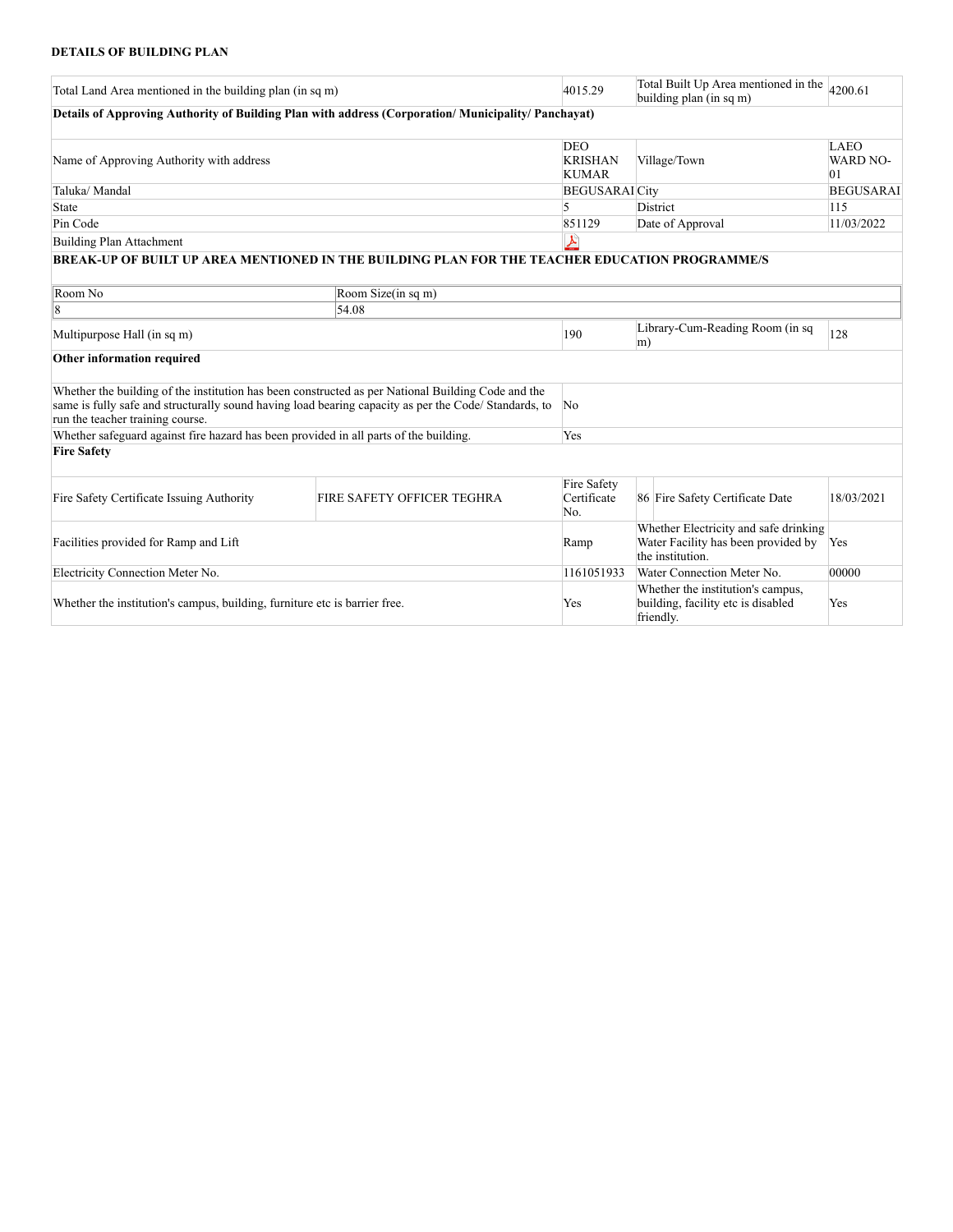**DETAILS OF BUILDING PLAN**

| | | | |
|---|---|---|---|
| Total Land Area mentioned in the building plan (in sq m) | 4015.29 | Total Built Up Area mentioned in the building plan (in sq m) | 4200.61 |

**Details of Approving Authority of Building Plan with address (Corporation/ Municipality/ Panchayat)**

| | | | |
|---|---|---|---|
| Name of Approving Authority with address | DEO KRISHAN KUMAR | Village/Town | LAEO WARD NO-01 |
| Taluka/ Mandal | BEGUSARAI | City | BEGUSARAI |
| State | 5 | District | 115 |
| Pin Code | 851129 | Date of Approval | 11/03/2022 |
| Building Plan Attachment | | | |

**BREAK-UP OF BUILT UP AREA MENTIONED IN THE BUILDING PLAN FOR THE TEACHER EDUCATION PROGRAMME/S**

| Room No | Room Size(in sq m) |
|---|---|
| 8 | 54.08 |

| | | | |
|---|---|---|---|
| Multipurpose Hall (in sq m) | 190 | Library-Cum-Reading Room (in sq m) | 128 |

**Other information required**

| | |
|---|---|
| Whether the building of the institution has been constructed as per National Building Code and the same is fully safe and structurally sound having load bearing capacity as per the Code/ Standards, to run the teacher training course. | No |
| Whether safeguard against fire hazard has been provided in all parts of the building. | Yes |

**Fire Safety**

| | | | | | |
|---|---|---|---|---|---|
| Fire Safety Certificate Issuing Authority | FIRE SAFETY OFFICER TEGHRA | Fire Safety Certificate No. | 86 | Fire Safety Certificate Date | 18/03/2021 |

| | | | |
|---|---|---|---|
| Facilities provided for Ramp and Lift | Ramp | Whether Electricity and safe drinking Water Facility has been provided by the institution. | Yes |
| Electricity Connection Meter No. | 1161051933 | Water Connection Meter No. | 00000 |
| Whether the institution's campus, building, furniture etc is barrier free. | Yes | Whether the institution's campus, building, facility etc is disabled friendly. | Yes |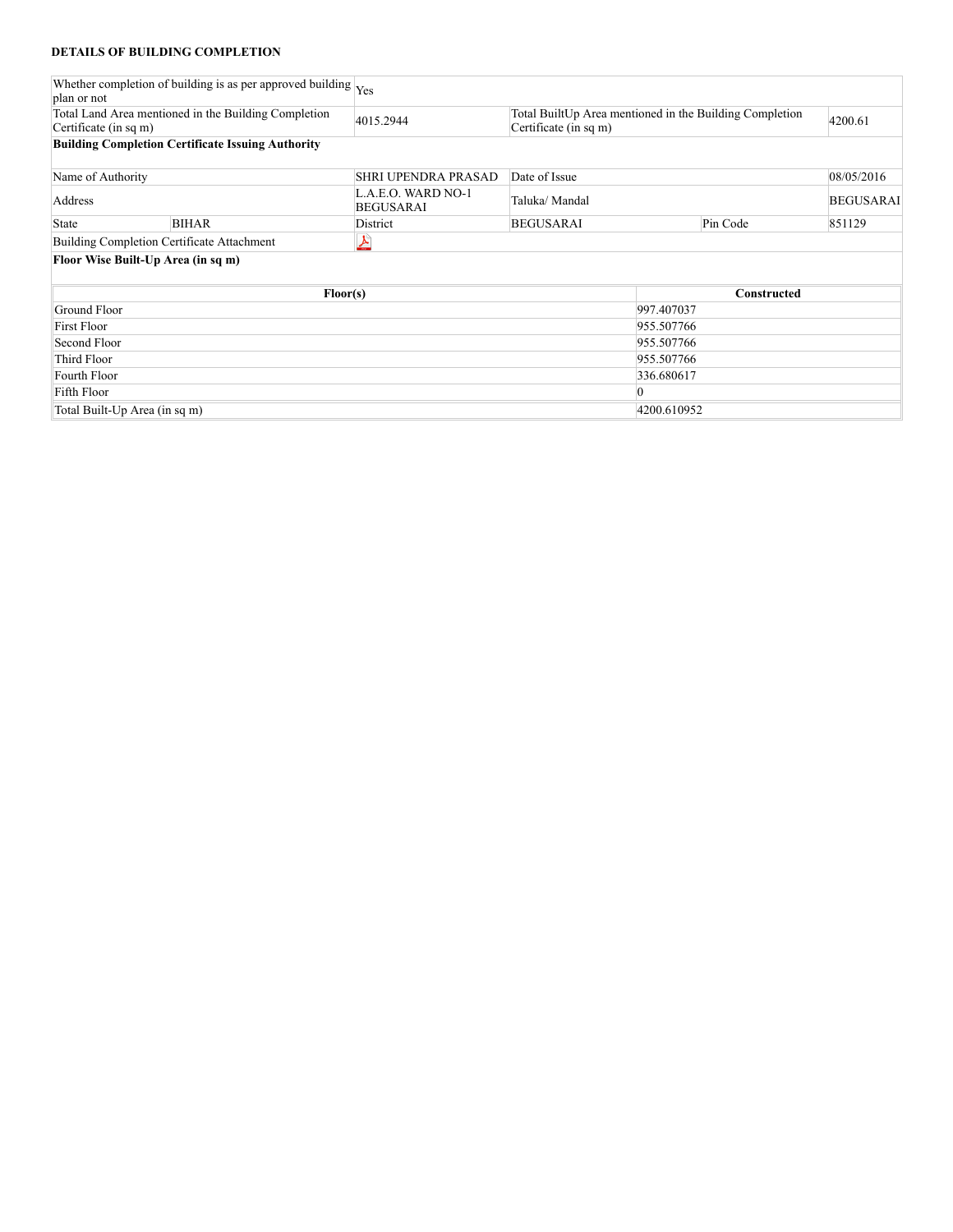**DETAILS OF BUILDING COMPLETION**

| | | | | | |
|---|---|---|---|---|---|
| Whether completion of building is as per approved building plan or not | | Yes | | | |
| Total Land Area mentioned in the Building Completion Certificate (in sq m) | | 4015.2944 | Total BuiltUp Area mentioned in the Building Completion Certificate (in sq m) | | 4200.61 |
| **Building Completion Certificate Issuing Authority** | | | | | |
| Name of Authority | | SHRI UPENDRA PRASAD | Date of Issue | | 08/05/2016 |
| Address | | L.A.E.O. WARD NO-1 BEGUSARAI | Taluka/ Mandal | | BEGUSARAI |
| State | BIHAR | District | BEGUSARAI | Pin Code | 851129 |
| Building Completion Certificate Attachment | | | | | |

**Floor Wise Built-Up Area (in sq m)**

| Floor(s) | Constructed |
|---|---|
| Ground Floor | 997.407037 |
| First Floor | 955.507766 |
| Second Floor | 955.507766 |
| Third Floor | 955.507766 |
| Fourth Floor | 336.680617 |
| Fifth Floor | 0 |
| Total Built-Up Area (in sq m) | 4200.610952 |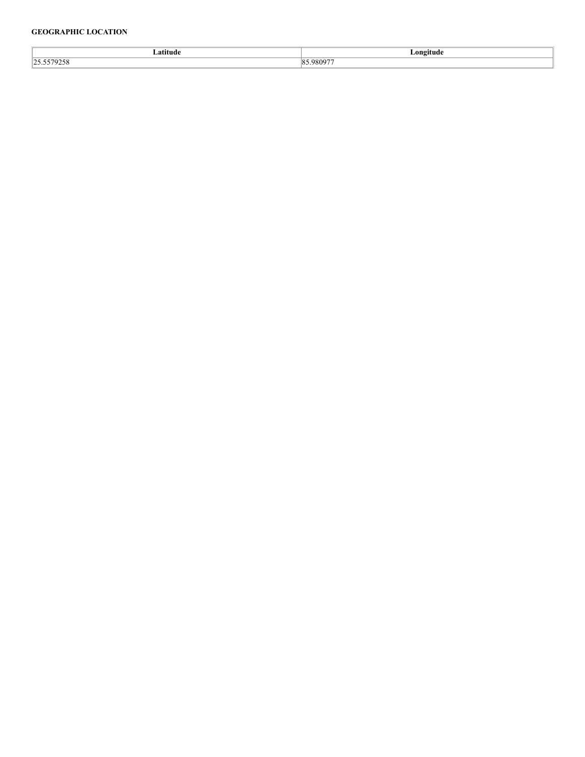**GEOGRAPHIC LOCATION**

| Latitude | Longitude |
| --- | --- |
| 25.5579258 | 85.980977 |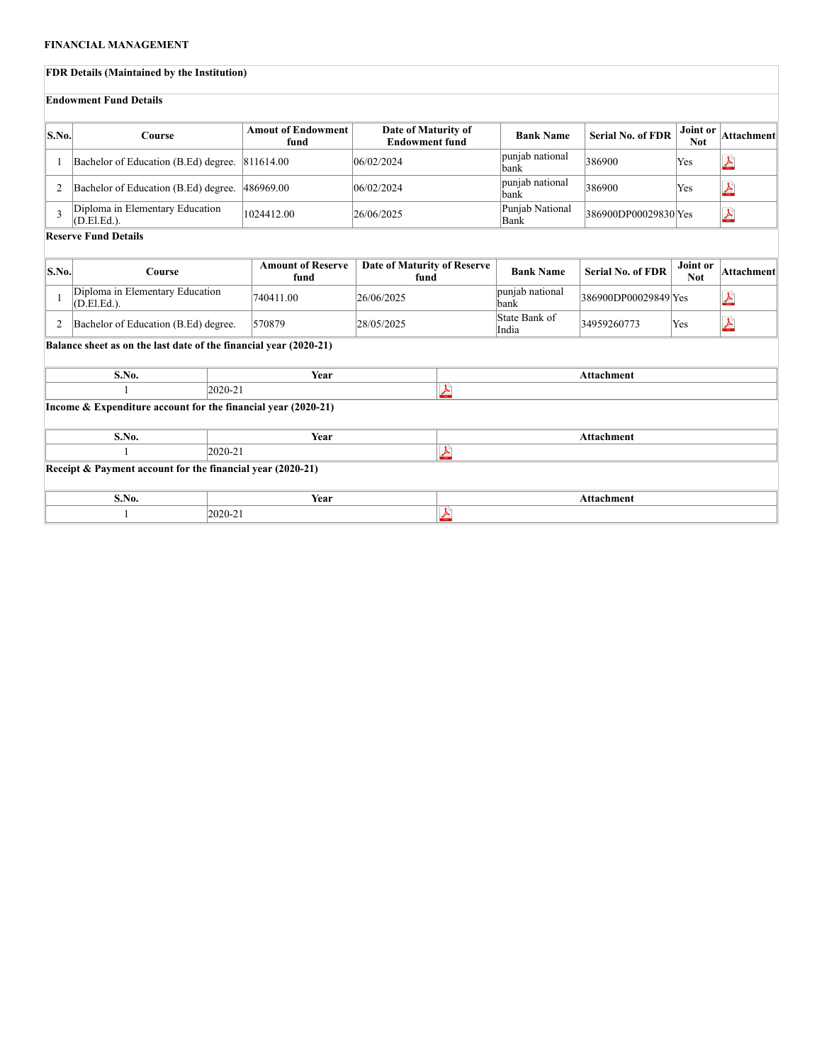**FINANCIAL MANAGEMENT**

**FDR Details (Maintained by the Institution)**

**Endowment Fund Details**

| S.No. | Course | Amout of Endowment fund | Date of Maturity of Endowment fund | Bank Name | Serial No. of FDR | Joint or Not | Attachment |
|---|---|---|---|---|---|---|---|
| 1 | Bachelor of Education (B.Ed) degree. | 811614.00 | 06/02/2024 | punjab national bank | 386900 | Yes | |
| 2 | Bachelor of Education (B.Ed) degree. | 486969.00 | 06/02/2024 | punjab national bank | 386900 | Yes | |
| 3 | Diploma in Elementary Education (D.El.Ed.). | 1024412.00 | 26/06/2025 | Punjab National Bank | 386900DP00029830 | Yes | |

**Reserve Fund Details**

| S.No. | Course | Amount of Reserve fund | Date of Maturity of Reserve fund | Bank Name | Serial No. of FDR | Joint or Not | Attachment |
|---|---|---|---|---|---|---|---|
| 1 | Diploma in Elementary Education (D.El.Ed.). | 740411.00 | 26/06/2025 | punjab national bank | 386900DP00029849 | Yes | |
| 2 | Bachelor of Education (B.Ed) degree. | 570879 | 28/05/2025 | State Bank of India | 34959260773 | Yes | |

**Balance sheet as on the last date of the financial year (2020-21)**

| S.No. | Year | Attachment |
|---|---|---|
| 1 | 2020-21 | |

**Income & Expenditure account for the financial year (2020-21)**

| S.No. | Year | Attachment |
|---|---|---|
| 1 | 2020-21 | |

**Receipt & Payment account for the financial year (2020-21)**

| S.No. | Year | Attachment |
|---|---|---|
| 1 | 2020-21 | |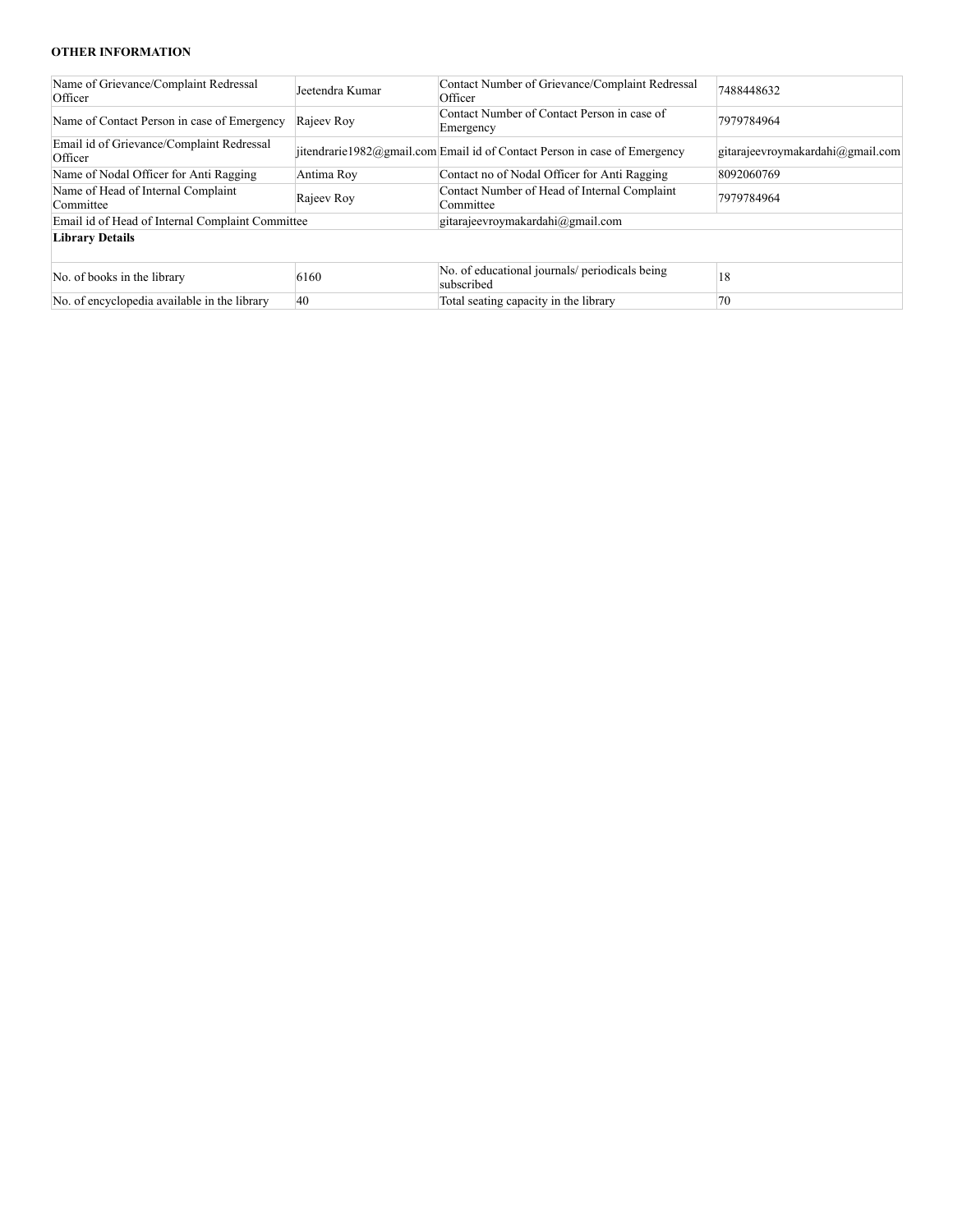**OTHER INFORMATION**

| | | | |
|---|---|---|---|
| Name of Grievance/Complaint Redressal Officer | Jeetendra Kumar | Contact Number of Grievance/Complaint Redressal Officer | 7488448632 |
| Name of Contact Person in case of Emergency | Rajeev Roy | Contact Number of Contact Person in case of Emergency | 7979784964 |
| Email id of Grievance/Complaint Redressal Officer | jitendrarie1982@gmail.com | Email id of Contact Person in case of Emergency | gitarajeevroymakardahi@gmail.com |
| Name of Nodal Officer for Anti Ragging | Antima Roy | Contact no of Nodal Officer for Anti Ragging | 8092060769 |
| Name of Head of Internal Complaint Committee | Rajeev Roy | Contact Number of Head of Internal Complaint Committee | 7979784964 |
| Email id of Head of Internal Complaint Committee | | gitarajeevroymakardahi@gmail.com | |
| **Library Details** | | | |
| No. of books in the library | 6160 | No. of educational journals/ periodicals being subscribed | 18 |
| No. of encyclopedia available in the library | 40 | Total seating capacity in the library | 70 |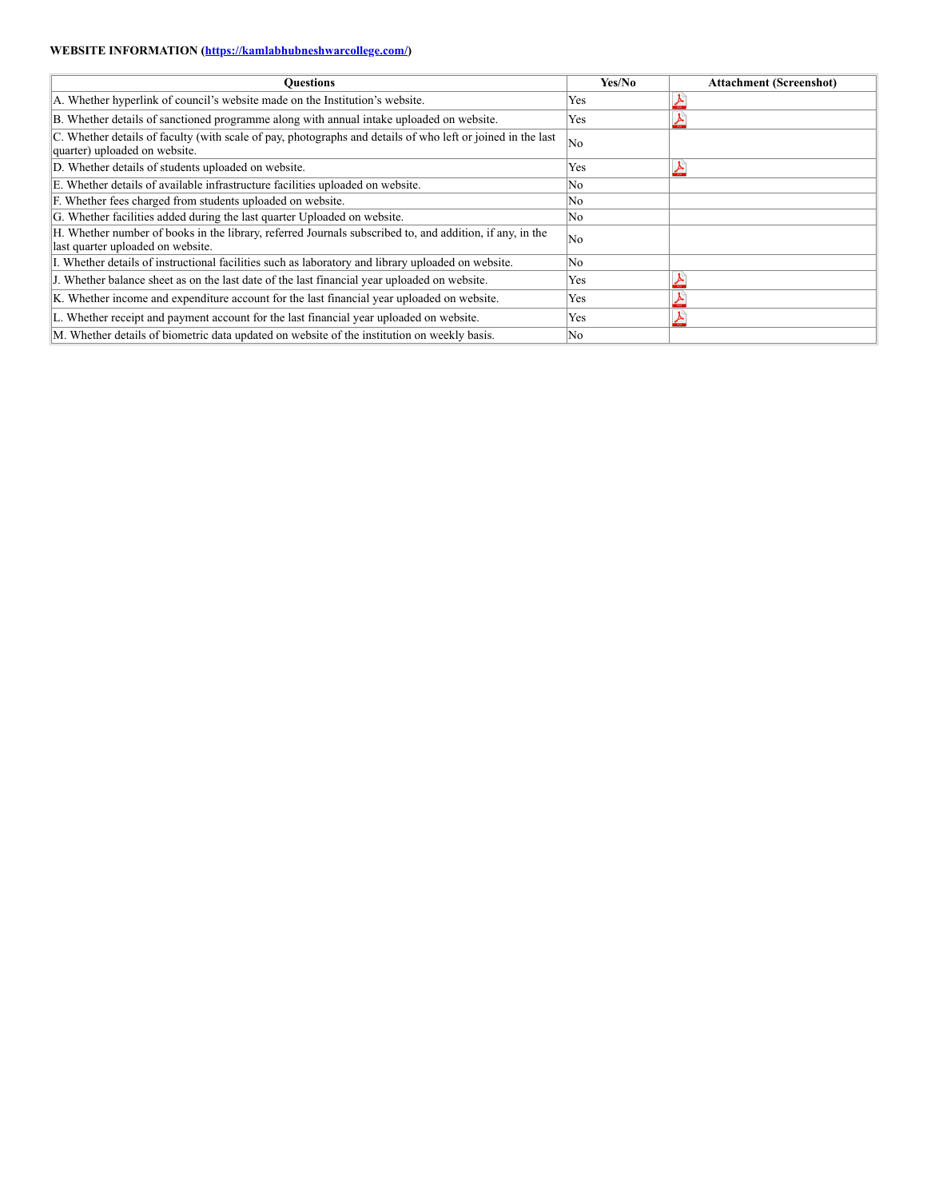**WEBSITE INFORMATION ([https://kamlabhubneshwarcollege.com/](https://kamlabhubneshwarcollege.com/))**

| Questions | Yes/No | Attachment (Screenshot) |
|---|---|---|
| A. Whether hyperlink of council's website made on the Institution's website. | Yes | |
| B. Whether details of sanctioned programme along with annual intake uploaded on website. | Yes | |
| C. Whether details of faculty (with scale of pay, photographs and details of who left or joined in the last quarter) uploaded on website. | No | |
| D. Whether details of students uploaded on website. | Yes | |
| E. Whether details of available infrastructure facilities uploaded on website. | No | |
| F. Whether fees charged from students uploaded on website. | No | |
| G. Whether facilities added during the last quarter Uploaded on website. | No | |
| H. Whether number of books in the library, referred Journals subscribed to, and addition, if any, in the last quarter uploaded on website. | No | |
| I. Whether details of instructional facilities such as laboratory and library uploaded on website. | No | |
| J. Whether balance sheet as on the last date of the last financial year uploaded on website. | Yes | |
| K. Whether income and expenditure account for the last financial year uploaded on website. | Yes | |
| L. Whether receipt and payment account for the last financial year uploaded on website. | Yes | |
| M. Whether details of biometric data updated on website of the institution on weekly basis. | No | |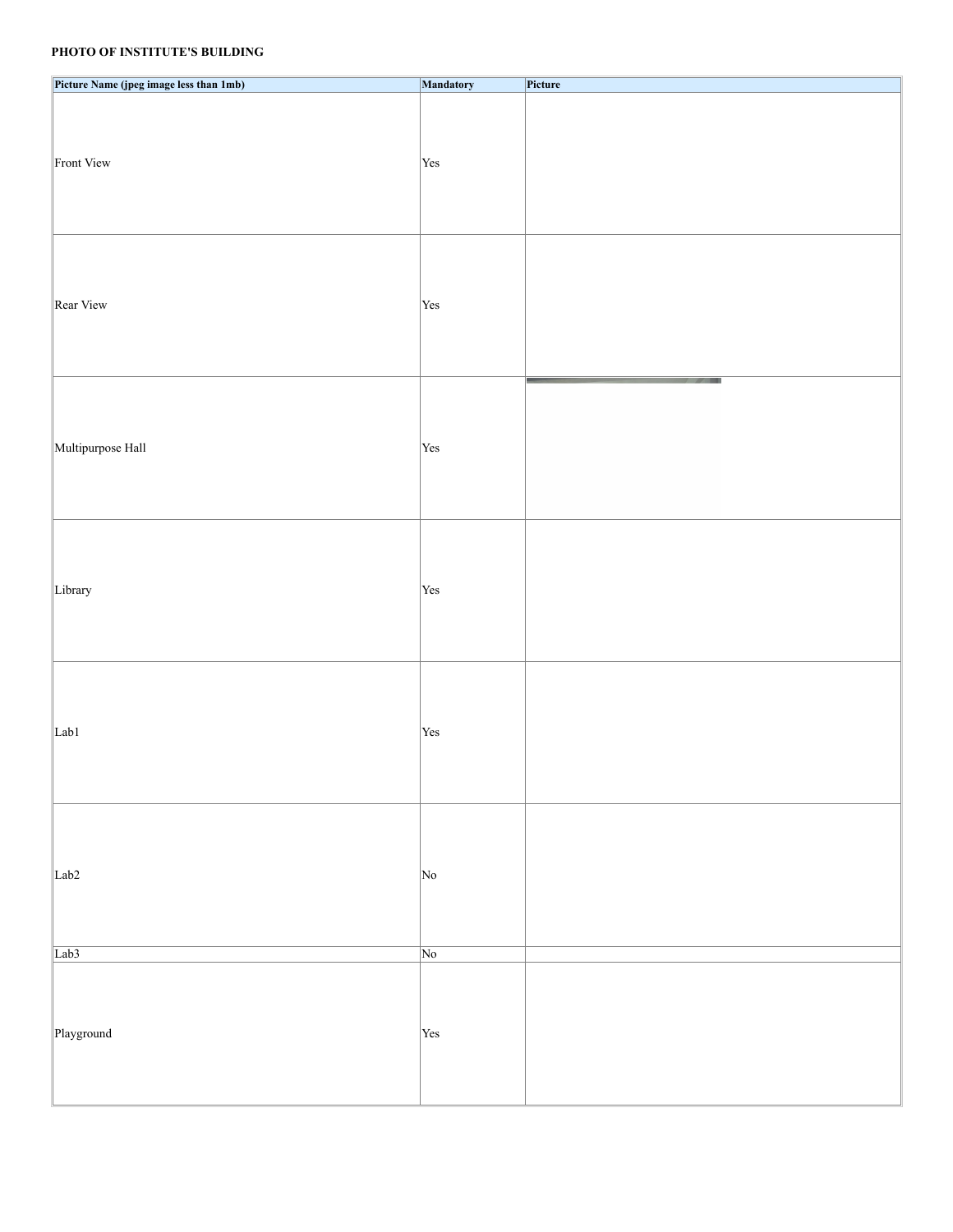**PHOTO OF INSTITUTE'S BUILDING**

| Picture Name (jpeg image less than 1mb) | Mandatory | Picture |
| --- | --- | --- |
| Front View | Yes | |
| Rear View | Yes | |
| Multipurpose Hall | Yes | |
| Library | Yes | |
| Lab1 | Yes | |
| Lab2 | No | |
| Lab3 | No | |
| Playground | Yes | |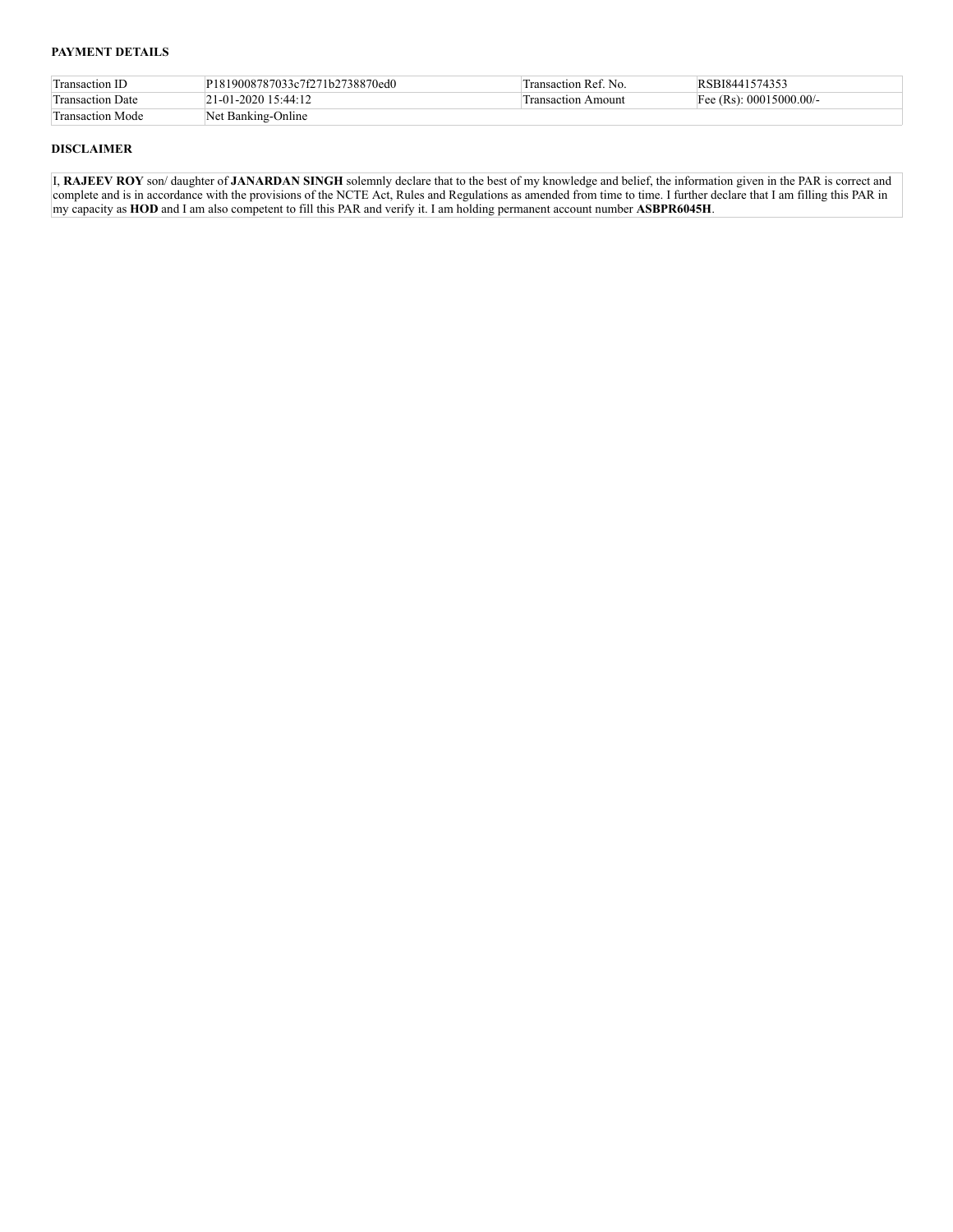**PAYMENT DETAILS**

| | | | |
|---|---|---|---|
| Transaction ID | P1819008787033c7f271b2738870ed0 | Transaction Ref. No. | RSBI8441574353 |
| Transaction Date | 21-01-2020 15:44:12 | Transaction Amount | Fee (Rs): 00015000.00/- |
| Transaction Mode | Net Banking-Online | | |

**DISCLAIMER**

I, **RAJEEV ROY** son/ daughter of **JANARDAN SINGH** solemnly declare that to the best of my knowledge and belief, the information given in the PAR is correct and complete and is in accordance with the provisions of the NCTE Act, Rules and Regulations as amended from time to time. I further declare that I am filling this PAR in my capacity as **HOD** and I am also competent to fill this PAR and verify it. I am holding permanent account number **ASBPR6045H**.